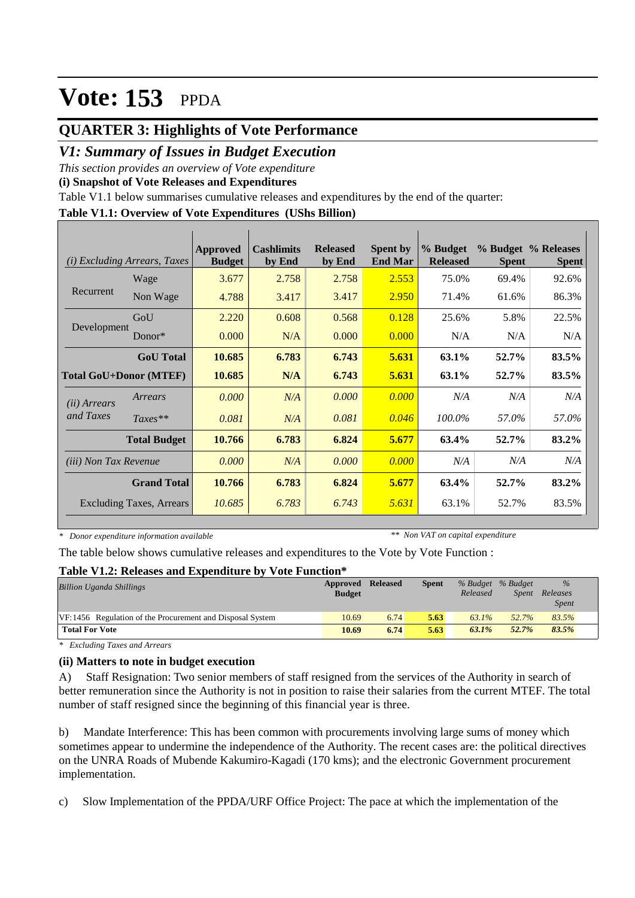# Vote: 153 PPDA

## QUARTER 3: Highlights of Vote Performance

### *V1: Summary of Issues in Budget Execution*

*This section provides an overview of Vote expenditure*

**(i) Snapshot of Vote Releases and Expenditures**

Table V1.1 below summarises cumulative releases and expenditures by the end of the quarter:

**Table V1.1: Overview of Vote Expenditures (UShs Billion)**

| *(i) Excluding Arrears, Taxes* | | Approved Budget | Cashlimits by End | Released by End | Spent by End Mar | % Budget Released | % Budget Spent | % Releases Spent |
|---|---|---|---|---|---|---|---|---|
| Recurrent | Wage | 3.677 | 2.758 | 2.758 | 2.553 | 75.0% | 69.4% | 92.6% |
| | Non Wage | 4.788 | 3.417 | 3.417 | 2.950 | 71.4% | 61.6% | 86.3% |
| Development | GoU | 2.220 | 0.608 | 0.568 | 0.128 | 25.6% | 5.8% | 22.5% |
| | Donor* | 0.000 | N/A | 0.000 | 0.000 | N/A | N/A | N/A |
| | **GoU Total** | **10.685** | **6.783** | **6.743** | **5.631** | **63.1%** | **52.7%** | **83.5%** |
| **Total GoU+Donor (MTEF)** | | **10.685** | **N/A** | **6.743** | **5.631** | **63.1%** | **52.7%** | **83.5%** |
| *(ii) Arrears and Taxes* | *Arrears* | *0.000* | *N/A* | *0.000* | *0.000* | *N/A* | *N/A* | *N/A* |
| | *Taxes*** | *0.081* | *N/A* | *0.081* | *0.046* | *100.0%* | *57.0%* | *57.0%* |
| | **Total Budget** | **10.766** | **6.783** | **6.824** | **5.677** | **63.4%** | **52.7%** | **83.2%** |
| *(iii) Non Tax Revenue* | | *0.000* | *N/A* | *0.000* | *0.000* | *N/A* | *N/A* | *N/A* |
| | **Grand Total** | **10.766** | **6.783** | **6.824** | **5.677** | **63.4%** | **52.7%** | **83.2%** |
| | Excluding Taxes, Arrears | *10.685* | *6.783* | *6.743* | *5.631* | 63.1% | 52.7% | 83.5% |

*\* Donor expenditure information available* &nbsp;&nbsp;&nbsp;&nbsp; *\*\* Non VAT on capital expenditure*

The table below shows cumulative releases and expenditures to the Vote by Vote Function :

**Table V1.2: Releases and Expenditure by Vote Function***

| *Billion Uganda Shillings* | Approved Budget | Released | Spent | *% Budget Released* | *% Budget Spent* | *% Releases Spent* |
|---|---|---|---|---|---|---|
| VF:1456 Regulation of the Procurement and Disposal System | 10.69 | 6.74 | 5.63 | *63.1%* | *52.7%* | *83.5%* |
| **Total For Vote** | **10.69** | **6.74** | **5.63** | ***63.1%*** | ***52.7%*** | ***83.5%*** |

*\* Excluding Taxes and Arrears*

**(ii) Matters to note in budget execution**

A) Staff Resignation: Two senior members of staff resigned from the services of the Authority in search of better remuneration since the Authority is not in position to raise their salaries from the current MTEF. The total number of staff resigned since the beginning of this financial year is three.

b) Mandate Interference: This has been common with procurements involving large sums of money which sometimes appear to undermine the independence of the Authority. The recent cases are: the political directives on the UNRA Roads of Mubende Kakumiro-Kagadi (170 kms); and the electronic Government procurement implementation.

c) Slow Implementation of the PPDA/URF Office Project: The pace at which the implementation of the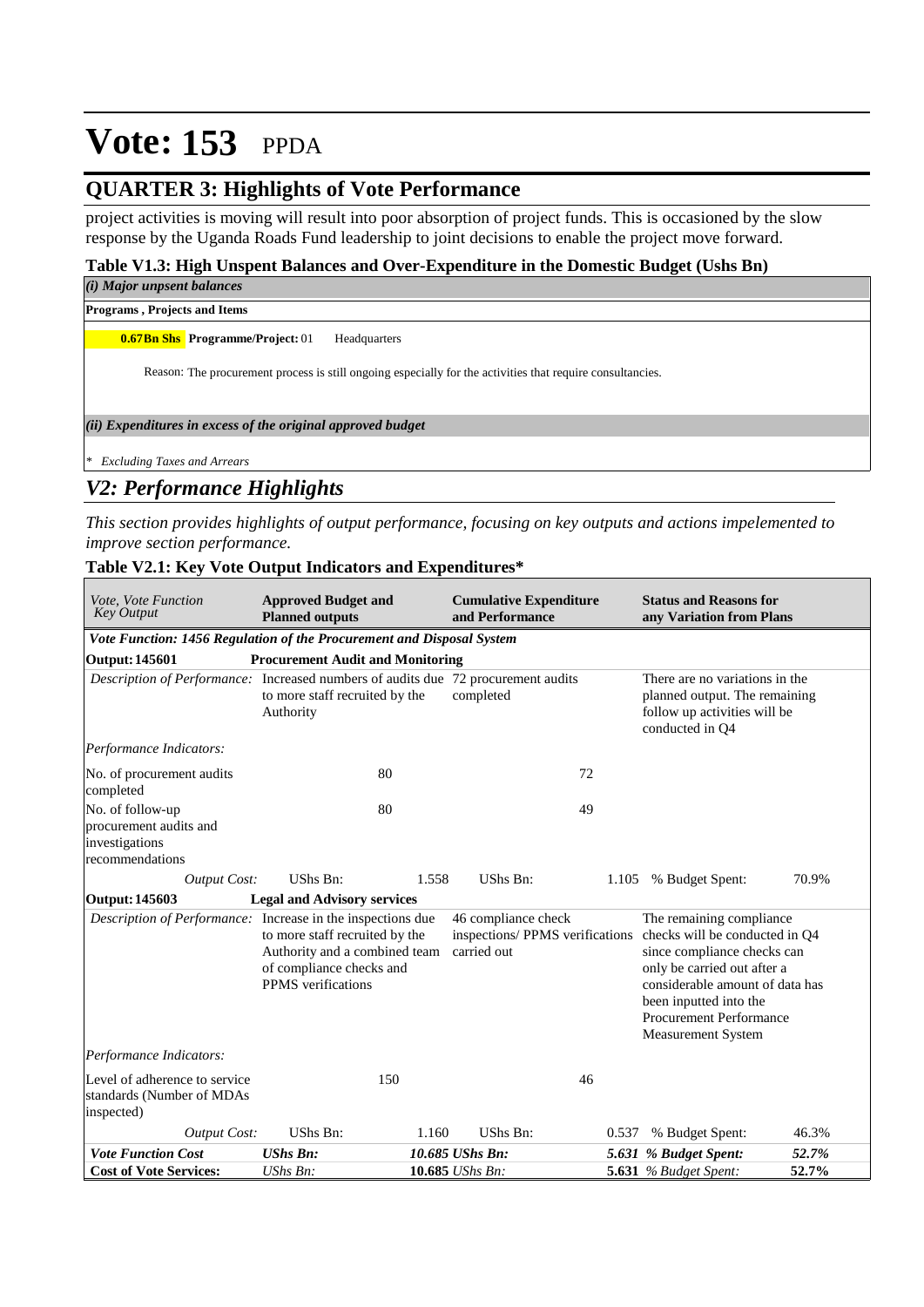# Vote: 153 PPDA

## QUARTER 3: Highlights of Vote Performance

project activities is moving will result into poor absorption of project funds. This is occasioned by the slow response by the Uganda Roads Fund leadership to joint decisions to enable the project move forward.

### Table V1.3: High Unspent Balances and Over-Expenditure in the Domestic Budget (Ushs Bn)

***(i) Major unpsent balances***

**Programs , Projects and Items**

**0.67Bn Shs** **Programme/Project:** 01 Headquarters

Reason: The procurement process is still ongoing especially for the activities that require consultancies.

***(ii) Expenditures in excess of the original approved budget***

*\* Excluding Taxes and Arrears*

## *V2: Performance Highlights*

*This section provides highlights of output performance, focusing on key outputs and actions impelemented to improve section performance.*

### Table V2.1: Key Vote Output Indicators and Expenditures*

| *Vote, Vote Function Key Output* | **Approved Budget and Planned outputs** | | **Cumulative Expenditure and Performance** | | **Status and Reasons for any Variation from Plans** | |
|---|---|---|---|---|---|---|
| ***Vote Function: 1456 Regulation of the Procurement and Disposal System*** | | | | | | |
| **Output: 145601** | **Procurement Audit and Monitoring** | | | | | |
| *Description of Performance:* | Increased numbers of audits due to more staff recruited by the Authority | | 72 procurement audits completed | | There are no variations in the planned output. The remaining follow up activities will be conducted in Q4 | |
| *Performance Indicators:* | | | | | | |
| No. of procurement audits completed | | 80 | | 72 | | |
| No. of follow-up procurement audits and investigations recommendations | | 80 | | 49 | | |
| *Output Cost:* | UShs Bn: | 1.558 | UShs Bn: | 1.105 | % Budget Spent: | 70.9% |
| **Output: 145603** | **Legal and Advisory services** | | | | | |
| *Description of Performance:* | Increase in the inspections due to more staff recruited by the Authority and a combined team of compliance checks and PPMS verifications | | 46 compliance check inspections/ PPMS verifications carried out | | The remaining compliance checks will be conducted in Q4 since compliance checks can only be carried out after a considerable amount of data has been inputted into the Procurement Performance Measurement System | |
| *Performance Indicators:* | | | | | | |
| Level of adherence to service standards (Number of MDAs inspected) | | 150 | | 46 | | |
| *Output Cost:* | UShs Bn: | 1.160 | UShs Bn: | 0.537 | % Budget Spent: | 46.3% |
| ***Vote Function Cost*** | ***UShs Bn:*** | ***10.685*** | ***UShs Bn:*** | ***5.631*** | ***% Budget Spent:*** | ***52.7%*** |
| **Cost of Vote Services:** | *UShs Bn:* | **10.685** | *UShs Bn:* | **5.631** | *% Budget Spent:* | **52.7%** |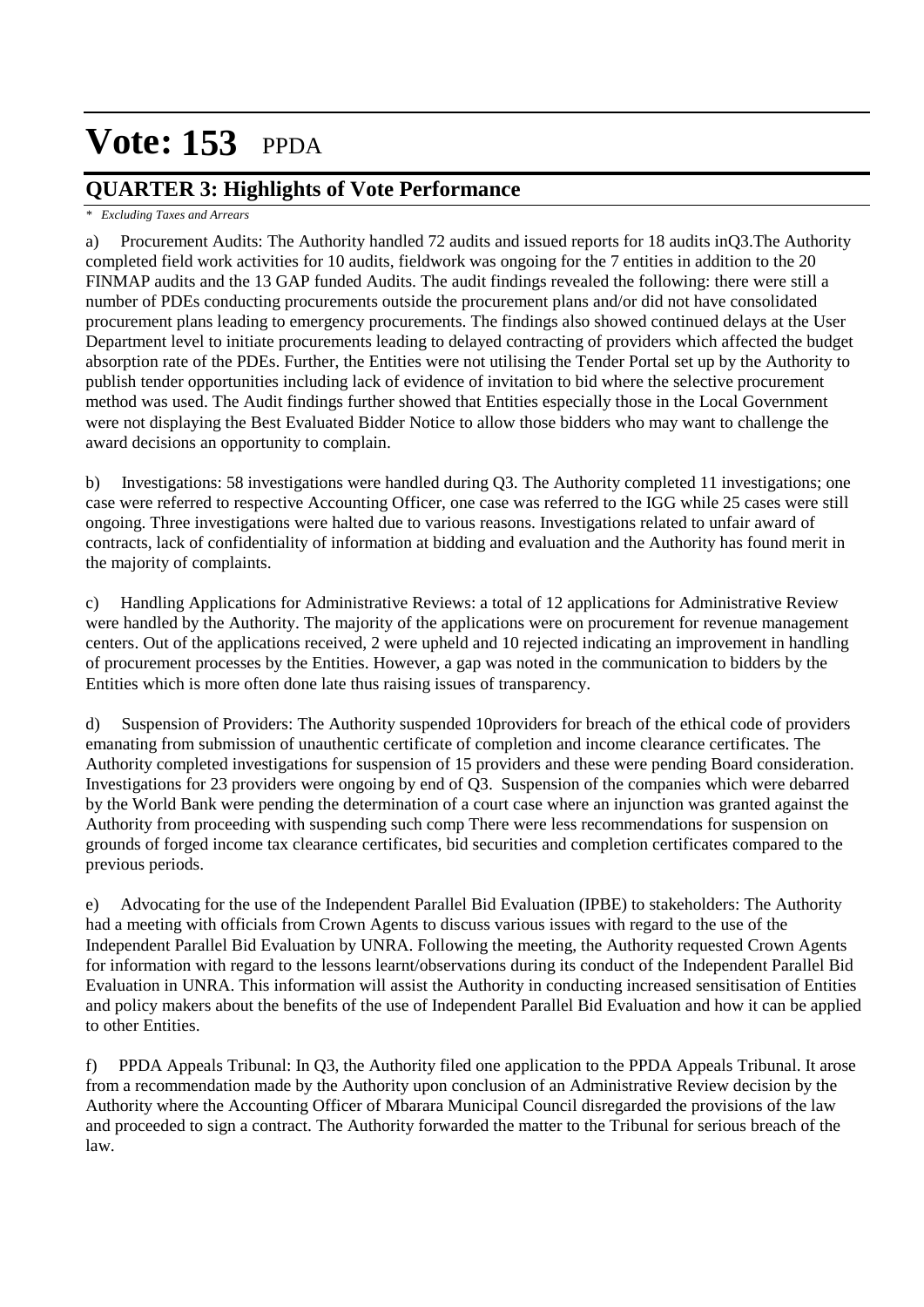# Vote: 153 PPDA

## QUARTER 3: Highlights of Vote Performance

*\* Excluding Taxes and Arrears*

a) Procurement Audits: The Authority handled 72 audits and issued reports for 18 audits inQ3.The Authority completed field work activities for 10 audits, fieldwork was ongoing for the 7 entities in addition to the 20 FINMAP audits and the 13 GAP funded Audits. The audit findings revealed the following: there were still a number of PDEs conducting procurements outside the procurement plans and/or did not have consolidated procurement plans leading to emergency procurements. The findings also showed continued delays at the User Department level to initiate procurements leading to delayed contracting of providers which affected the budget absorption rate of the PDEs. Further, the Entities were not utilising the Tender Portal set up by the Authority to publish tender opportunities including lack of evidence of invitation to bid where the selective procurement method was used. The Audit findings further showed that Entities especially those in the Local Government were not displaying the Best Evaluated Bidder Notice to allow those bidders who may want to challenge the award decisions an opportunity to complain.

b) Investigations: 58 investigations were handled during Q3. The Authority completed 11 investigations; one case were referred to respective Accounting Officer, one case was referred to the IGG while 25 cases were still ongoing. Three investigations were halted due to various reasons. Investigations related to unfair award of contracts, lack of confidentiality of information at bidding and evaluation and the Authority has found merit in the majority of complaints.

c) Handling Applications for Administrative Reviews: a total of 12 applications for Administrative Review were handled by the Authority. The majority of the applications were on procurement for revenue management centers. Out of the applications received, 2 were upheld and 10 rejected indicating an improvement in handling of procurement processes by the Entities. However, a gap was noted in the communication to bidders by the Entities which is more often done late thus raising issues of transparency.

d) Suspension of Providers: The Authority suspended 10providers for breach of the ethical code of providers emanating from submission of unauthentic certificate of completion and income clearance certificates. The Authority completed investigations for suspension of 15 providers and these were pending Board consideration. Investigations for 23 providers were ongoing by end of Q3. Suspension of the companies which were debarred by the World Bank were pending the determination of a court case where an injunction was granted against the Authority from proceeding with suspending such comp There were less recommendations for suspension on grounds of forged income tax clearance certificates, bid securities and completion certificates compared to the previous periods.

e) Advocating for the use of the Independent Parallel Bid Evaluation (IPBE) to stakeholders: The Authority had a meeting with officials from Crown Agents to discuss various issues with regard to the use of the Independent Parallel Bid Evaluation by UNRA. Following the meeting, the Authority requested Crown Agents for information with regard to the lessons learnt/observations during its conduct of the Independent Parallel Bid Evaluation in UNRA. This information will assist the Authority in conducting increased sensitisation of Entities and policy makers about the benefits of the use of Independent Parallel Bid Evaluation and how it can be applied to other Entities.

f) PPDA Appeals Tribunal: In Q3, the Authority filed one application to the PPDA Appeals Tribunal. It arose from a recommendation made by the Authority upon conclusion of an Administrative Review decision by the Authority where the Accounting Officer of Mbarara Municipal Council disregarded the provisions of the law and proceeded to sign a contract. The Authority forwarded the matter to the Tribunal for serious breach of the law.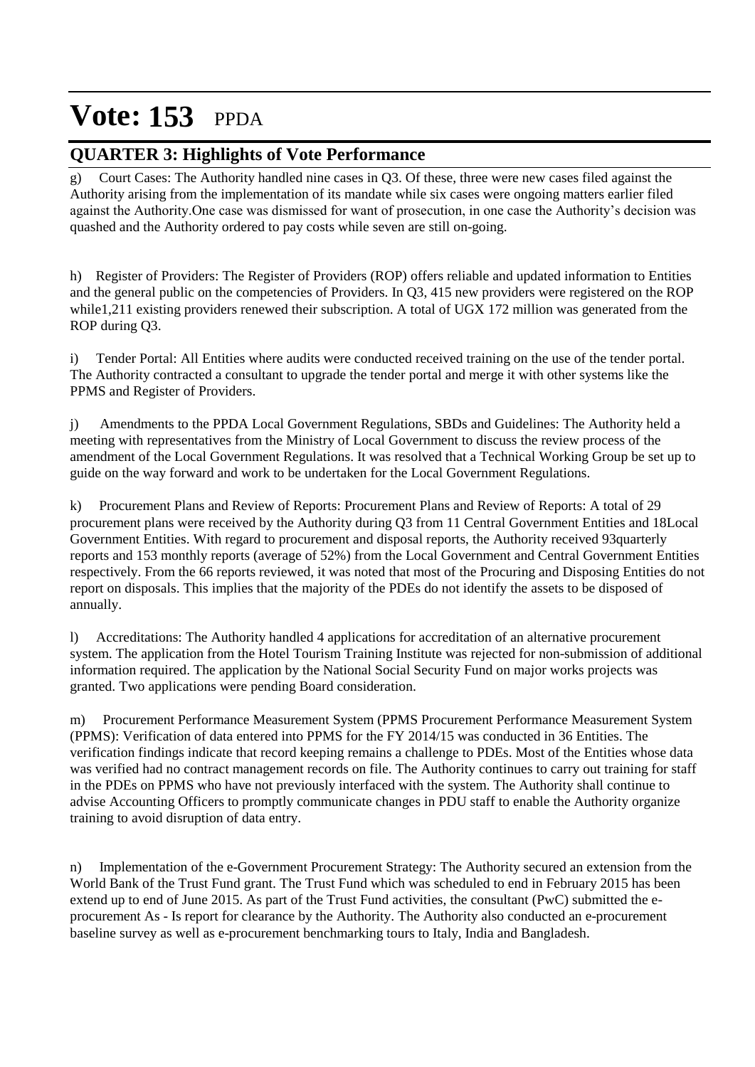# Vote: 153 PPDA

## QUARTER 3: Highlights of Vote Performance

g) Court Cases: The Authority handled nine cases in Q3. Of these, three were new cases filed against the Authority arising from the implementation of its mandate while six cases were ongoing matters earlier filed against the Authority.One case was dismissed for want of prosecution, in one case the Authority's decision was quashed and the Authority ordered to pay costs while seven are still on-going.

h) Register of Providers: The Register of Providers (ROP) offers reliable and updated information to Entities and the general public on the competencies of Providers. In Q3, 415 new providers were registered on the ROP while1,211 existing providers renewed their subscription. A total of UGX 172 million was generated from the ROP during Q3.

i) Tender Portal: All Entities where audits were conducted received training on the use of the tender portal. The Authority contracted a consultant to upgrade the tender portal and merge it with other systems like the PPMS and Register of Providers.

j) Amendments to the PPDA Local Government Regulations, SBDs and Guidelines: The Authority held a meeting with representatives from the Ministry of Local Government to discuss the review process of the amendment of the Local Government Regulations. It was resolved that a Technical Working Group be set up to guide on the way forward and work to be undertaken for the Local Government Regulations.

k) Procurement Plans and Review of Reports: Procurement Plans and Review of Reports: A total of 29 procurement plans were received by the Authority during Q3 from 11 Central Government Entities and 18Local Government Entities. With regard to procurement and disposal reports, the Authority received 93quarterly reports and 153 monthly reports (average of 52%) from the Local Government and Central Government Entities respectively. From the 66 reports reviewed, it was noted that most of the Procuring and Disposing Entities do not report on disposals. This implies that the majority of the PDEs do not identify the assets to be disposed of annually.

l) Accreditations: The Authority handled 4 applications for accreditation of an alternative procurement system. The application from the Hotel Tourism Training Institute was rejected for non-submission of additional information required. The application by the National Social Security Fund on major works projects was granted. Two applications were pending Board consideration.

m) Procurement Performance Measurement System (PPMS Procurement Performance Measurement System (PPMS): Verification of data entered into PPMS for the FY 2014/15 was conducted in 36 Entities. The verification findings indicate that record keeping remains a challenge to PDEs. Most of the Entities whose data was verified had no contract management records on file. The Authority continues to carry out training for staff in the PDEs on PPMS who have not previously interfaced with the system. The Authority shall continue to advise Accounting Officers to promptly communicate changes in PDU staff to enable the Authority organize training to avoid disruption of data entry.

n) Implementation of the e-Government Procurement Strategy: The Authority secured an extension from the World Bank of the Trust Fund grant. The Trust Fund which was scheduled to end in February 2015 has been extend up to end of June 2015. As part of the Trust Fund activities, the consultant (PwC) submitted the e-procurement As - Is report for clearance by the Authority. The Authority also conducted an e-procurement baseline survey as well as e-procurement benchmarking tours to Italy, India and Bangladesh.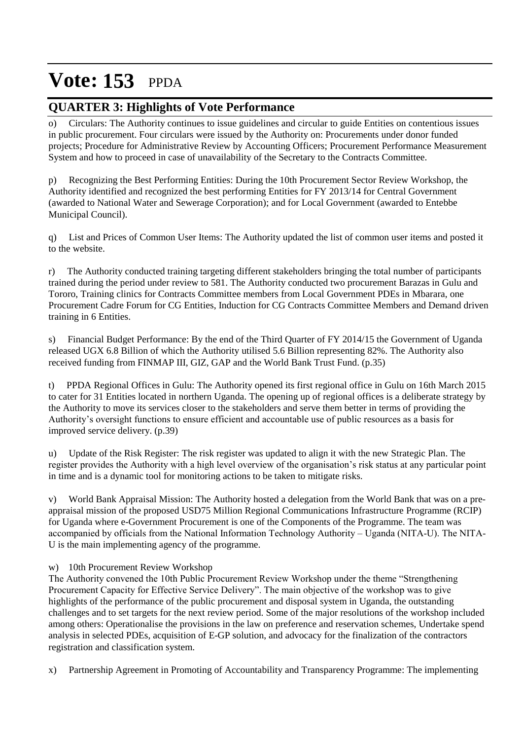# Vote: 153 PPDA

## QUARTER 3: Highlights of Vote Performance

o) Circulars: The Authority continues to issue guidelines and circular to guide Entities on contentious issues in public procurement. Four circulars were issued by the Authority on: Procurements under donor funded projects; Procedure for Administrative Review by Accounting Officers; Procurement Performance Measurement System and how to proceed in case of unavailability of the Secretary to the Contracts Committee.

p) Recognizing the Best Performing Entities: During the 10th Procurement Sector Review Workshop, the Authority identified and recognized the best performing Entities for FY 2013/14 for Central Government (awarded to National Water and Sewerage Corporation); and for Local Government (awarded to Entebbe Municipal Council).

q) List and Prices of Common User Items: The Authority updated the list of common user items and posted it to the website.

r) The Authority conducted training targeting different stakeholders bringing the total number of participants trained during the period under review to 581. The Authority conducted two procurement Barazas in Gulu and Tororo, Training clinics for Contracts Committee members from Local Government PDEs in Mbarara, one Procurement Cadre Forum for CG Entities, Induction for CG Contracts Committee Members and Demand driven training in 6 Entities.

s) Financial Budget Performance: By the end of the Third Quarter of FY 2014/15 the Government of Uganda released UGX 6.8 Billion of which the Authority utilised 5.6 Billion representing 82%. The Authority also received funding from FINMAP III, GIZ, GAP and the World Bank Trust Fund. (p.35)

t) PPDA Regional Offices in Gulu: The Authority opened its first regional office in Gulu on 16th March 2015 to cater for 31 Entities located in northern Uganda. The opening up of regional offices is a deliberate strategy by the Authority to move its services closer to the stakeholders and serve them better in terms of providing the Authority's oversight functions to ensure efficient and accountable use of public resources as a basis for improved service delivery. (p.39)

u) Update of the Risk Register: The risk register was updated to align it with the new Strategic Plan. The register provides the Authority with a high level overview of the organisation's risk status at any particular point in time and is a dynamic tool for monitoring actions to be taken to mitigate risks.

v) World Bank Appraisal Mission: The Authority hosted a delegation from the World Bank that was on a pre-appraisal mission of the proposed USD75 Million Regional Communications Infrastructure Programme (RCIP) for Uganda where e-Government Procurement is one of the Components of the Programme. The team was accompanied by officials from the National Information Technology Authority – Uganda (NITA-U). The NITA-U is the main implementing agency of the programme.

w) 10th Procurement Review Workshop

The Authority convened the 10th Public Procurement Review Workshop under the theme "Strengthening Procurement Capacity for Effective Service Delivery". The main objective of the workshop was to give highlights of the performance of the public procurement and disposal system in Uganda, the outstanding challenges and to set targets for the next review period. Some of the major resolutions of the workshop included among others: Operationalise the provisions in the law on preference and reservation schemes, Undertake spend analysis in selected PDEs, acquisition of E-GP solution, and advocacy for the finalization of the contractors registration and classification system.

x) Partnership Agreement in Promoting of Accountability and Transparency Programme: The implementing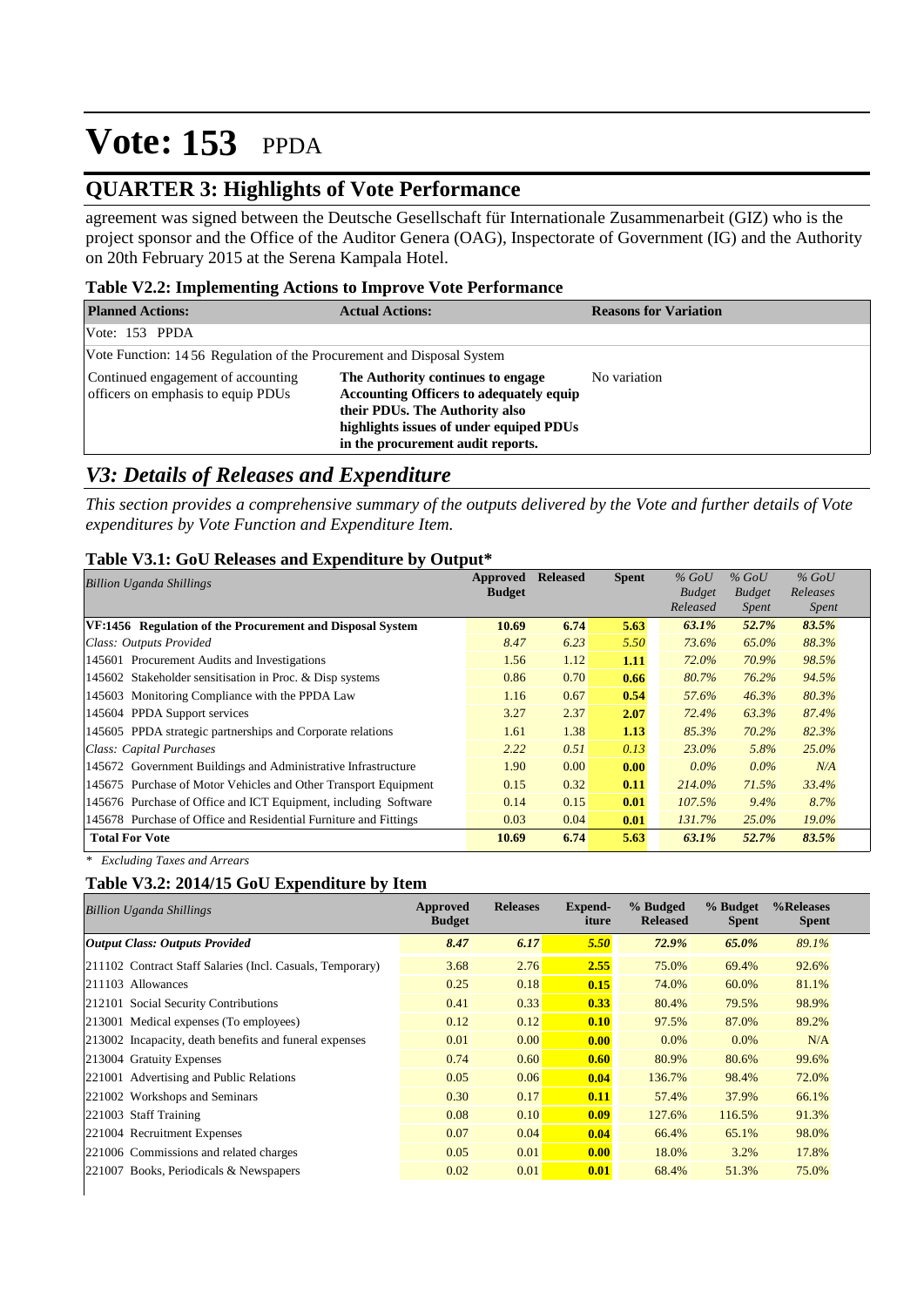# Vote: 153 PPDA

## QUARTER 3: Highlights of Vote Performance

agreement was signed between the Deutsche Gesellschaft für Internationale Zusammenarbeit (GIZ) who is the project sponsor and the Office of the Auditor Genera (OAG), Inspectorate of Government (IG) and the Authority on 20th February 2015 at the Serena Kampala Hotel.

**Table V2.2: Implementing Actions to Improve Vote Performance**

| Planned Actions: | Actual Actions: | Reasons for Variation |
|---|---|---|
| Vote: 153 PPDA | | |
| Vote Function: 14 56 Regulation of the Procurement and Disposal System | | |
| Continued engagement of accounting officers on emphasis to equip PDUs | **The Authority continues to engage Accounting Officers to adequately equip their PDUs. The Authority also highlights issues of under equiped PDUs in the procurement audit reports.** | No variation |

## *V3: Details of Releases and Expenditure*

*This section provides a comprehensive summary of the outputs delivered by the Vote and further details of Vote expenditures by Vote Function and Expenditure Item.*

**Table V3.1: GoU Releases and Expenditure by Output***

| *Billion Uganda Shillings* | Approved Budget | Released | Spent | % GoU Budget Released | % GoU Budget Spent | % GoU Releases Spent |
|---|---|---|---|---|---|---|
| **VF:1456 Regulation of the Procurement and Disposal System** | **10.69** | **6.74** | **5.63** | ***63.1%*** | ***52.7%*** | ***83.5%*** |
| *Class: Outputs Provided* | *8.47* | *6.23* | *5.50* | *73.6%* | *65.0%* | *88.3%* |
| 145601 Procurement Audits and Investigations | 1.56 | 1.12 | **1.11** | *72.0%* | *70.9%* | *98.5%* |
| 145602 Stakeholder sensitisation in Proc. & Disp systems | 0.86 | 0.70 | **0.66** | *80.7%* | *76.2%* | *94.5%* |
| 145603 Monitoring Compliance with the PPDA Law | 1.16 | 0.67 | **0.54** | *57.6%* | *46.3%* | *80.3%* |
| 145604 PPDA Support services | 3.27 | 2.37 | **2.07** | *72.4%* | *63.3%* | *87.4%* |
| 145605 PPDA strategic partnerships and Corporate relations | 1.61 | 1.38 | **1.13** | *85.3%* | *70.2%* | *82.3%* |
| *Class: Capital Purchases* | *2.22* | *0.51* | *0.13* | *23.0%* | *5.8%* | *25.0%* |
| 145672 Government Buildings and Administrative Infrastructure | 1.90 | 0.00 | **0.00** | *0.0%* | *0.0%* | *N/A* |
| 145675 Purchase of Motor Vehicles and Other Transport Equipment | 0.15 | 0.32 | **0.11** | *214.0%* | *71.5%* | *33.4%* |
| 145676 Purchase of Office and ICT Equipment, including Software | 0.14 | 0.15 | **0.01** | *107.5%* | *9.4%* | *8.7%* |
| 145678 Purchase of Office and Residential Furniture and Fittings | 0.03 | 0.04 | **0.01** | *131.7%* | *25.0%* | *19.0%* |
| **Total For Vote** | **10.69** | **6.74** | **5.63** | ***63.1%*** | ***52.7%*** | ***83.5%*** |

*\* Excluding Taxes and Arrears*

**Table V3.2: 2014/15 GoU Expenditure by Item**

| *Billion Uganda Shillings* | Approved Budget | Releases | Expend-iture | % Budged Released | % Budget Spent | %Releases Spent |
|---|---|---|---|---|---|---|
| ***Output Class: Outputs Provided*** | ***8.47*** | ***6.17*** | ***5.50*** | ***72.9%*** | ***65.0%*** | *89.1%* |
| 211102 Contract Staff Salaries (Incl. Casuals, Temporary) | 3.68 | 2.76 | **2.55** | 75.0% | 69.4% | 92.6% |
| 211103 Allowances | 0.25 | 0.18 | **0.15** | 74.0% | 60.0% | 81.1% |
| 212101 Social Security Contributions | 0.41 | 0.33 | **0.33** | 80.4% | 79.5% | 98.9% |
| 213001 Medical expenses (To employees) | 0.12 | 0.12 | **0.10** | 97.5% | 87.0% | 89.2% |
| 213002 Incapacity, death benefits and funeral expenses | 0.01 | 0.00 | **0.00** | 0.0% | 0.0% | N/A |
| 213004 Gratuity Expenses | 0.74 | 0.60 | **0.60** | 80.9% | 80.6% | 99.6% |
| 221001 Advertising and Public Relations | 0.05 | 0.06 | **0.04** | 136.7% | 98.4% | 72.0% |
| 221002 Workshops and Seminars | 0.30 | 0.17 | **0.11** | 57.4% | 37.9% | 66.1% |
| 221003 Staff Training | 0.08 | 0.10 | **0.09** | 127.6% | 116.5% | 91.3% |
| 221004 Recruitment Expenses | 0.07 | 0.04 | **0.04** | 66.4% | 65.1% | 98.0% |
| 221006 Commissions and related charges | 0.05 | 0.01 | **0.00** | 18.0% | 3.2% | 17.8% |
| 221007 Books, Periodicals & Newspapers | 0.02 | 0.01 | **0.01** | 68.4% | 51.3% | 75.0% |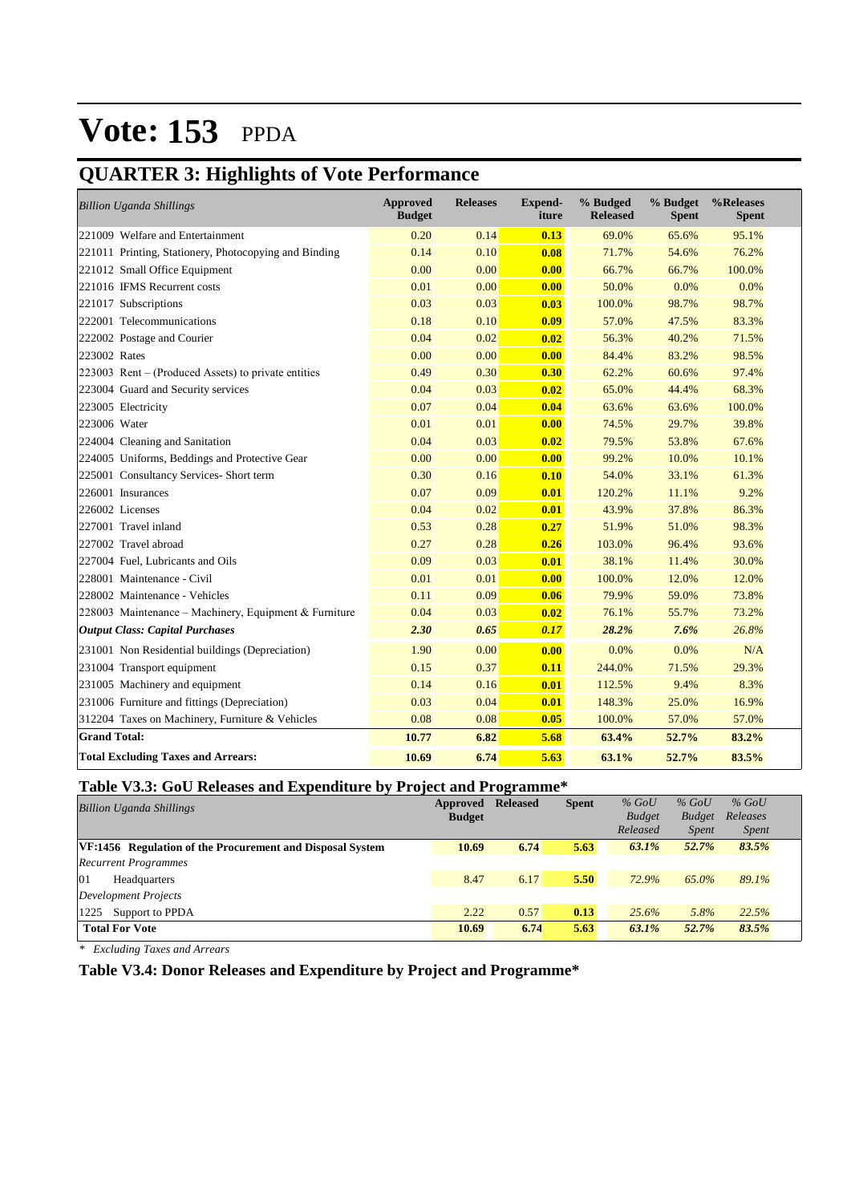# Vote: 153 PPDA

## QUARTER 3: Highlights of Vote Performance

| *Billion Uganda Shillings* | Approved Budget | Releases | Expend-iture | % Budged Released | % Budget Spent | %Releases Spent |
|---|---|---|---|---|---|---|
| 221009 Welfare and Entertainment | 0.20 | 0.14 | **0.13** | 69.0% | 65.6% | 95.1% |
| 221011 Printing, Stationery, Photocopying and Binding | 0.14 | 0.10 | **0.08** | 71.7% | 54.6% | 76.2% |
| 221012 Small Office Equipment | 0.00 | 0.00 | **0.00** | 66.7% | 66.7% | 100.0% |
| 221016 IFMS Recurrent costs | 0.01 | 0.00 | **0.00** | 50.0% | 0.0% | 0.0% |
| 221017 Subscriptions | 0.03 | 0.03 | **0.03** | 100.0% | 98.7% | 98.7% |
| 222001 Telecommunications | 0.18 | 0.10 | **0.09** | 57.0% | 47.5% | 83.3% |
| 222002 Postage and Courier | 0.04 | 0.02 | **0.02** | 56.3% | 40.2% | 71.5% |
| 223002 Rates | 0.00 | 0.00 | **0.00** | 84.4% | 83.2% | 98.5% |
| 223003 Rent – (Produced Assets) to private entities | 0.49 | 0.30 | **0.30** | 62.2% | 60.6% | 97.4% |
| 223004 Guard and Security services | 0.04 | 0.03 | **0.02** | 65.0% | 44.4% | 68.3% |
| 223005 Electricity | 0.07 | 0.04 | **0.04** | 63.6% | 63.6% | 100.0% |
| 223006 Water | 0.01 | 0.01 | **0.00** | 74.5% | 29.7% | 39.8% |
| 224004 Cleaning and Sanitation | 0.04 | 0.03 | **0.02** | 79.5% | 53.8% | 67.6% |
| 224005 Uniforms, Beddings and Protective Gear | 0.00 | 0.00 | **0.00** | 99.2% | 10.0% | 10.1% |
| 225001 Consultancy Services- Short term | 0.30 | 0.16 | **0.10** | 54.0% | 33.1% | 61.3% |
| 226001 Insurances | 0.07 | 0.09 | **0.01** | 120.2% | 11.1% | 9.2% |
| 226002 Licenses | 0.04 | 0.02 | **0.01** | 43.9% | 37.8% | 86.3% |
| 227001 Travel inland | 0.53 | 0.28 | **0.27** | 51.9% | 51.0% | 98.3% |
| 227002 Travel abroad | 0.27 | 0.28 | **0.26** | 103.0% | 96.4% | 93.6% |
| 227004 Fuel, Lubricants and Oils | 0.09 | 0.03 | **0.01** | 38.1% | 11.4% | 30.0% |
| 228001 Maintenance - Civil | 0.01 | 0.01 | **0.00** | 100.0% | 12.0% | 12.0% |
| 228002 Maintenance - Vehicles | 0.11 | 0.09 | **0.06** | 79.9% | 59.0% | 73.8% |
| 228003 Maintenance – Machinery, Equipment & Furniture | 0.04 | 0.03 | **0.02** | 76.1% | 55.7% | 73.2% |
| ***Output Class: Capital Purchases*** | ***2.30*** | ***0.65*** | ***0.17*** | ***28.2%*** | ***7.6%*** | ***26.8%*** |
| 231001 Non Residential buildings (Depreciation) | 1.90 | 0.00 | **0.00** | 0.0% | 0.0% | N/A |
| 231004 Transport equipment | 0.15 | 0.37 | **0.11** | 244.0% | 71.5% | 29.3% |
| 231005 Machinery and equipment | 0.14 | 0.16 | **0.01** | 112.5% | 9.4% | 8.3% |
| 231006 Furniture and fittings (Depreciation) | 0.03 | 0.04 | **0.01** | 148.3% | 25.0% | 16.9% |
| 312204 Taxes on Machinery, Furniture & Vehicles | 0.08 | 0.08 | **0.05** | 100.0% | 57.0% | 57.0% |
| **Grand Total:** | **10.77** | **6.82** | **5.68** | **63.4%** | **52.7%** | **83.2%** |
| **Total Excluding Taxes and Arrears:** | **10.69** | **6.74** | **5.63** | **63.1%** | **52.7%** | **83.5%** |

### Table V3.3: GoU Releases and Expenditure by Project and Programme*

| *Billion Uganda Shillings* | Approved Budget | Released | Spent | *% GoU Budget Released* | *% GoU Budget Spent* | *% GoU Releases Spent* |
|---|---|---|---|---|---|---|
| **VF:1456 Regulation of the Procurement and Disposal System** | **10.69** | **6.74** | **5.63** | ***63.1%*** | ***52.7%*** | ***83.5%*** |
| *Recurrent Programmes* | | | | | | |
| 01 Headquarters | 8.47 | 6.17 | **5.50** | *72.9%* | *65.0%* | *89.1%* |
| *Development Projects* | | | | | | |
| 1225 Support to PPDA | 2.22 | 0.57 | **0.13** | *25.6%* | *5.8%* | *22.5%* |
| **Total For Vote** | **10.69** | **6.74** | **5.63** | ***63.1%*** | ***52.7%*** | ***83.5%*** |

*\* Excluding Taxes and Arrears*

### Table V3.4: Donor Releases and Expenditure by Project and Programme*